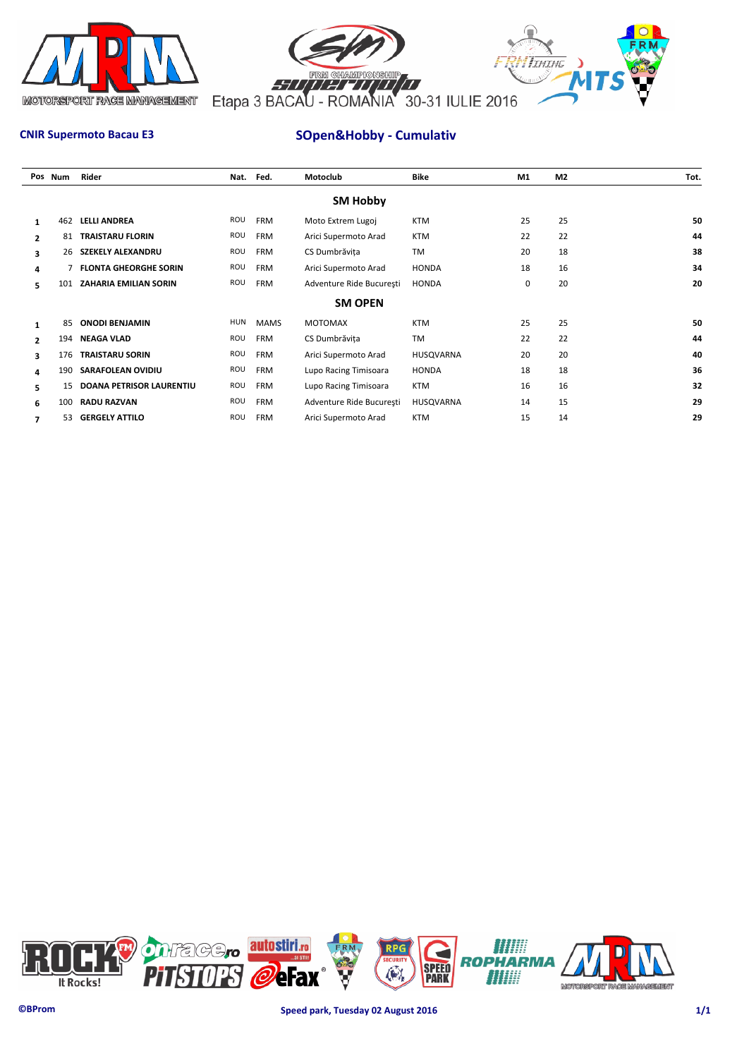Etapa 3 BACAU - ROMANIA 30-31 IULIE 2016

**CNIR Supermoto Bacau E3**

## SOpen&Hobby - Cumulativ

| Pos | Num | Rider | Nat. | Fed. | Motoclub | Bike | M1 | M2 | Tot. |
|---|---|---|---|---|---|---|---|---|---|
| | | | | | **SM Hobby** | | | | |
| 1 | 462 | **LELLI ANDREA** | ROU | FRM | Moto Extrem Lugoj | KTM | 25 | 25 | **50** |
| 2 | 81 | **TRAISTARU FLORIN** | ROU | FRM | Arici Supermoto Arad | KTM | 22 | 22 | **44** |
| 3 | 26 | **SZEKELY ALEXANDRU** | ROU | FRM | CS Dumbrăvița | TM | 20 | 18 | **38** |
| 4 | 7 | **FLONTA GHEORGHE SORIN** | ROU | FRM | Arici Supermoto Arad | HONDA | 18 | 16 | **34** |
| 5 | 101 | **ZAHARIA EMILIAN SORIN** | ROU | FRM | Adventure Ride București | HONDA | 0 | 20 | **20** |
| | | | | | **SM OPEN** | | | | |
| 1 | 85 | **ONODI BENJAMIN** | HUN | MAMS | MOTOMAX | KTM | 25 | 25 | **50** |
| 2 | 194 | **NEAGA VLAD** | ROU | FRM | CS Dumbrăvița | TM | 22 | 22 | **44** |
| 3 | 176 | **TRAISTARU SORIN** | ROU | FRM | Arici Supermoto Arad | HUSQVARNA | 20 | 20 | **40** |
| 4 | 190 | **SARAFOLEAN OVIDIU** | ROU | FRM | Lupo Racing Timisoara | HONDA | 18 | 18 | **36** |
| 5 | 15 | **DOANA PETRISOR LAURENTIU** | ROU | FRM | Lupo Racing Timisoara | KTM | 16 | 16 | **32** |
| 6 | 100 | **RADU RAZVAN** | ROU | FRM | Adventure Ride București | HUSQVARNA | 14 | 15 | **29** |
| 7 | 53 | **GERGELY ATTILO** | ROU | FRM | Arici Supermoto Arad | KTM | 15 | 14 | **29** |

©BProm

Speed park, Tuesday 02 August 2016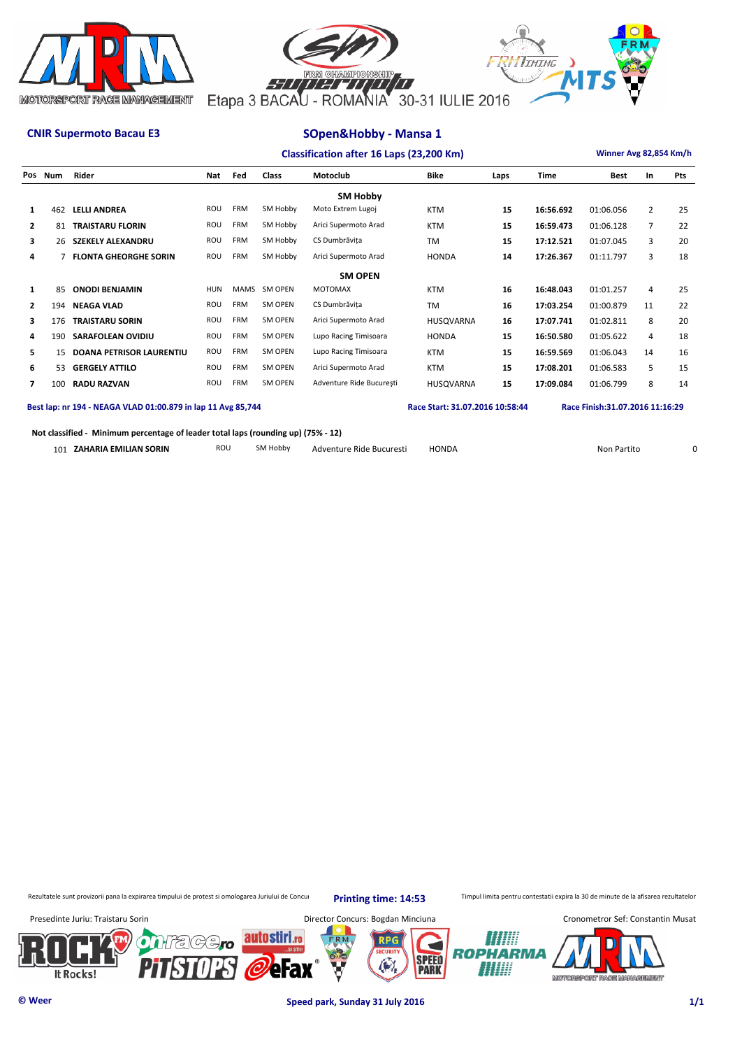Etapa 3 BACAU - ROMANIA 30-31 IULIE 2016

**CNIR Supermoto Bacau E3**

## SOpen&Hobby - Mansa 1

**Classification after 16 Laps (23,200 Km)**

**Winner Avg 82,854 Km/h**

| Pos | Num | Rider | Nat | Fed | Class | Motoclub | Bike | Laps | Time | Best | In | Pts |
|---|---|---|---|---|---|---|---|---|---|---|---|---|
| | | | | | | **SM Hobby** | | | | | | |
| 1 | 462 | **LELLI ANDREA** | ROU | FRM | SM Hobby | Moto Extrem Lugoj | KTM | **15** | **16:56.692** | 01:06.056 | 2 | 25 |
| 2 | 81 | **TRAISTARU FLORIN** | ROU | FRM | SM Hobby | Arici Supermoto Arad | KTM | **15** | **16:59.473** | 01:06.128 | 7 | 22 |
| 3 | 26 | **SZEKELY ALEXANDRU** | ROU | FRM | SM Hobby | CS Dumbrăvița | TM | **15** | **17:12.521** | 01:07.045 | 3 | 20 |
| 4 | 7 | **FLONTA GHEORGHE SORIN** | ROU | FRM | SM Hobby | Arici Supermoto Arad | HONDA | **14** | **17:26.367** | 01:11.797 | 3 | 18 |
| | | | | | | **SM OPEN** | | | | | | |
| 1 | 85 | **ONODI BENJAMIN** | HUN | MAMS | SM OPEN | MOTOMAX | KTM | **16** | **16:48.043** | 01:01.257 | 4 | 25 |
| 2 | 194 | **NEAGA VLAD** | ROU | FRM | SM OPEN | CS Dumbrăvița | TM | **16** | **17:03.254** | 01:00.879 | 11 | 22 |
| 3 | 176 | **TRAISTARU SORIN** | ROU | FRM | SM OPEN | Arici Supermoto Arad | HUSQVARNA | **16** | **17:07.741** | 01:02.811 | 8 | 20 |
| 4 | 190 | **SARAFOLEAN OVIDIU** | ROU | FRM | SM OPEN | Lupo Racing Timisoara | HONDA | **15** | **16:50.580** | 01:05.622 | 4 | 18 |
| 5 | 15 | **DOANA PETRISOR LAURENTIU** | ROU | FRM | SM OPEN | Lupo Racing Timisoara | KTM | **15** | **16:59.569** | 01:06.043 | 14 | 16 |
| 6 | 53 | **GERGELY ATTILO** | ROU | FRM | SM OPEN | Arici Supermoto Arad | KTM | **15** | **17:08.201** | 01:06.583 | 5 | 15 |
| 7 | 100 | **RADU RAZVAN** | ROU | FRM | SM OPEN | Adventure Ride București | HUSQVARNA | **15** | **17:09.084** | 01:06.799 | 8 | 14 |

**Best lap: nr 194 - NEAGA VLAD 01:00.879 in lap 11 Avg 85,744**

**Race Start: 31.07.2016 10:58:44**

**Race Finish:31.07.2016 11:16:29**

**Not classified - Minimum percentage of leader total laps (rounding up) (75% - 12)**

| Num | Rider | Nat | Class | Motoclub | Bike | Status | Pts |
|---|---|---|---|---|---|---|---|
| 101 | **ZAHARIA EMILIAN SORIN** | ROU | SM Hobby | Adventure Ride Bucuresti | HONDA | Non Partito | 0 |

Rezultatele sunt provizorii pana la expirarea timpului de protest si omologarea Juriului de Concu

**Printing time: 14:53**

Timpul limita pentru contestatii expira la 30 de minute de la afisarea rezultatelor

Presedinte Juriu: Traistaru Sorin

Director Concurs: Bogdan Minciuna

Cronometror Sef: Constantin Musat

**© Weer**

**Speed park, Sunday 31 July 2016**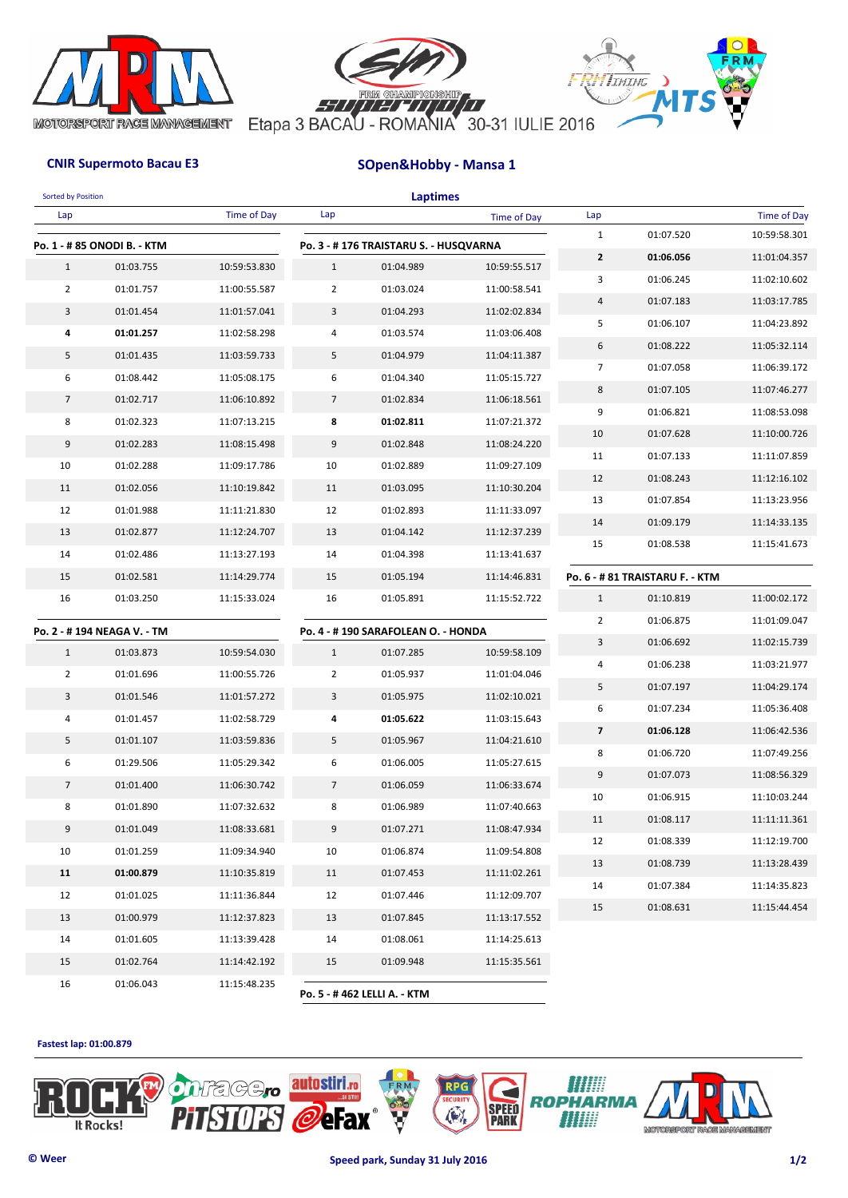Etapa 3 BACAU - ROMANIA 30-31 IULIE 2016

**CNIR Supermoto Bacau E3**

**SOpen&Hobby - Mansa 1**

Sorted by Position

**Laptimes**

**Po. 1 - # 85 ONODI B. - KTM**

| Lap | | Time of Day |
|---|---|---|
| 1 | 01:03.755 | 10:59:53.830 |
| 2 | 01:01.757 | 11:00:55.587 |
| 3 | 01:01.454 | 11:01:57.041 |
| **4** | **01:01.257** | 11:02:58.298 |
| 5 | 01:01.435 | 11:03:59.733 |
| 6 | 01:08.442 | 11:05:08.175 |
| 7 | 01:02.717 | 11:06:10.892 |
| 8 | 01:02.323 | 11:07:13.215 |
| 9 | 01:02.283 | 11:08:15.498 |
| 10 | 01:02.288 | 11:09:17.786 |
| 11 | 01:02.056 | 11:10:19.842 |
| 12 | 01:01.988 | 11:11:21.830 |
| 13 | 01:02.877 | 11:12:24.707 |
| 14 | 01:02.486 | 11:13:27.193 |
| 15 | 01:02.581 | 11:14:29.774 |
| 16 | 01:03.250 | 11:15:33.024 |

**Po. 2 - # 194 NEAGA V. - TM**

| Lap | | Time of Day |
|---|---|---|
| 1 | 01:03.873 | 10:59:54.030 |
| 2 | 01:01.696 | 11:00:55.726 |
| 3 | 01:01.546 | 11:01:57.272 |
| 4 | 01:01.457 | 11:02:58.729 |
| 5 | 01:01.107 | 11:03:59.836 |
| 6 | 01:29.506 | 11:05:29.342 |
| 7 | 01:01.400 | 11:06:30.742 |
| 8 | 01:01.890 | 11:07:32.632 |
| 9 | 01:01.049 | 11:08:33.681 |
| 10 | 01:01.259 | 11:09:34.940 |
| **11** | **01:00.879** | 11:10:35.819 |
| 12 | 01:01.025 | 11:11:36.844 |
| 13 | 01:00.979 | 11:12:37.823 |
| 14 | 01:01.605 | 11:13:39.428 |
| 15 | 01:02.764 | 11:14:42.192 |
| 16 | 01:06.043 | 11:15:48.235 |

**Po. 3 - # 176 TRAISTARU S. - HUSQVARNA**

| Lap | | Time of Day |
|---|---|---|
| 1 | 01:04.989 | 10:59:55.517 |
| 2 | 01:03.024 | 11:00:58.541 |
| 3 | 01:04.293 | 11:02:02.834 |
| 4 | 01:03.574 | 11:03:06.408 |
| 5 | 01:04.979 | 11:04:11.387 |
| 6 | 01:04.340 | 11:05:15.727 |
| 7 | 01:02.834 | 11:06:18.561 |
| **8** | **01:02.811** | 11:07:21.372 |
| 9 | 01:02.848 | 11:08:24.220 |
| 10 | 01:02.889 | 11:09:27.109 |
| 11 | 01:03.095 | 11:10:30.204 |
| 12 | 01:02.893 | 11:11:33.097 |
| 13 | 01:04.142 | 11:12:37.239 |
| 14 | 01:04.398 | 11:13:41.637 |
| 15 | 01:05.194 | 11:14:46.831 |
| 16 | 01:05.891 | 11:15:52.722 |

**Po. 4 - # 190 SARAFOLEAN O. - HONDA**

| Lap | | Time of Day |
|---|---|---|
| 1 | 01:07.285 | 10:59:58.109 |
| 2 | 01:05.937 | 11:01:04.046 |
| 3 | 01:05.975 | 11:02:10.021 |
| **4** | **01:05.622** | 11:03:15.643 |
| 5 | 01:05.967 | 11:04:21.610 |
| 6 | 01:06.005 | 11:05:27.615 |
| 7 | 01:06.059 | 11:06:33.674 |
| 8 | 01:06.989 | 11:07:40.663 |
| 9 | 01:07.271 | 11:08:47.934 |
| 10 | 01:06.874 | 11:09:54.808 |
| 11 | 01:07.453 | 11:11:02.261 |
| 12 | 01:07.446 | 11:12:09.707 |
| 13 | 01:07.845 | 11:13:17.552 |
| 14 | 01:08.061 | 11:14:25.613 |
| 15 | 01:09.948 | 11:15:35.561 |

**Po. 5 - # 462 LELLI A. - KTM**

| Lap | | Time of Day |
|---|---|---|
| 1 | 01:07.520 | 10:59:58.301 |
| **2** | **01:06.056** | 11:01:04.357 |
| 3 | 01:06.245 | 11:02:10.602 |
| 4 | 01:07.183 | 11:03:17.785 |
| 5 | 01:06.107 | 11:04:23.892 |
| 6 | 01:08.222 | 11:05:32.114 |
| 7 | 01:07.058 | 11:06:39.172 |
| 8 | 01:07.105 | 11:07:46.277 |
| 9 | 01:06.821 | 11:08:53.098 |
| 10 | 01:07.628 | 11:10:00.726 |
| 11 | 01:07.133 | 11:11:07.859 |
| 12 | 01:08.243 | 11:12:16.102 |
| 13 | 01:07.854 | 11:13:23.956 |
| 14 | 01:09.179 | 11:14:33.135 |
| 15 | 01:08.538 | 11:15:41.673 |

**Po. 6 - # 81 TRAISTARU F. - KTM**

| Lap | | Time of Day |
|---|---|---|
| 1 | 01:10.819 | 11:00:02.172 |
| 2 | 01:06.875 | 11:01:09.047 |
| 3 | 01:06.692 | 11:02:15.739 |
| 4 | 01:06.238 | 11:03:21.977 |
| 5 | 01:07.197 | 11:04:29.174 |
| 6 | 01:07.234 | 11:05:36.408 |
| **7** | **01:06.128** | 11:06:42.536 |
| 8 | 01:06.720 | 11:07:49.256 |
| 9 | 01:07.073 | 11:08:56.329 |
| 10 | 01:06.915 | 11:10:03.244 |
| 11 | 01:08.117 | 11:11:11.361 |
| 12 | 01:08.339 | 11:12:19.700 |
| 13 | 01:08.739 | 11:13:28.439 |
| 14 | 01:07.384 | 11:14:35.823 |
| 15 | 01:08.631 | 11:15:44.454 |

**Fastest lap: 01:00.879**

© Weer

Speed park, Sunday 31 July 2016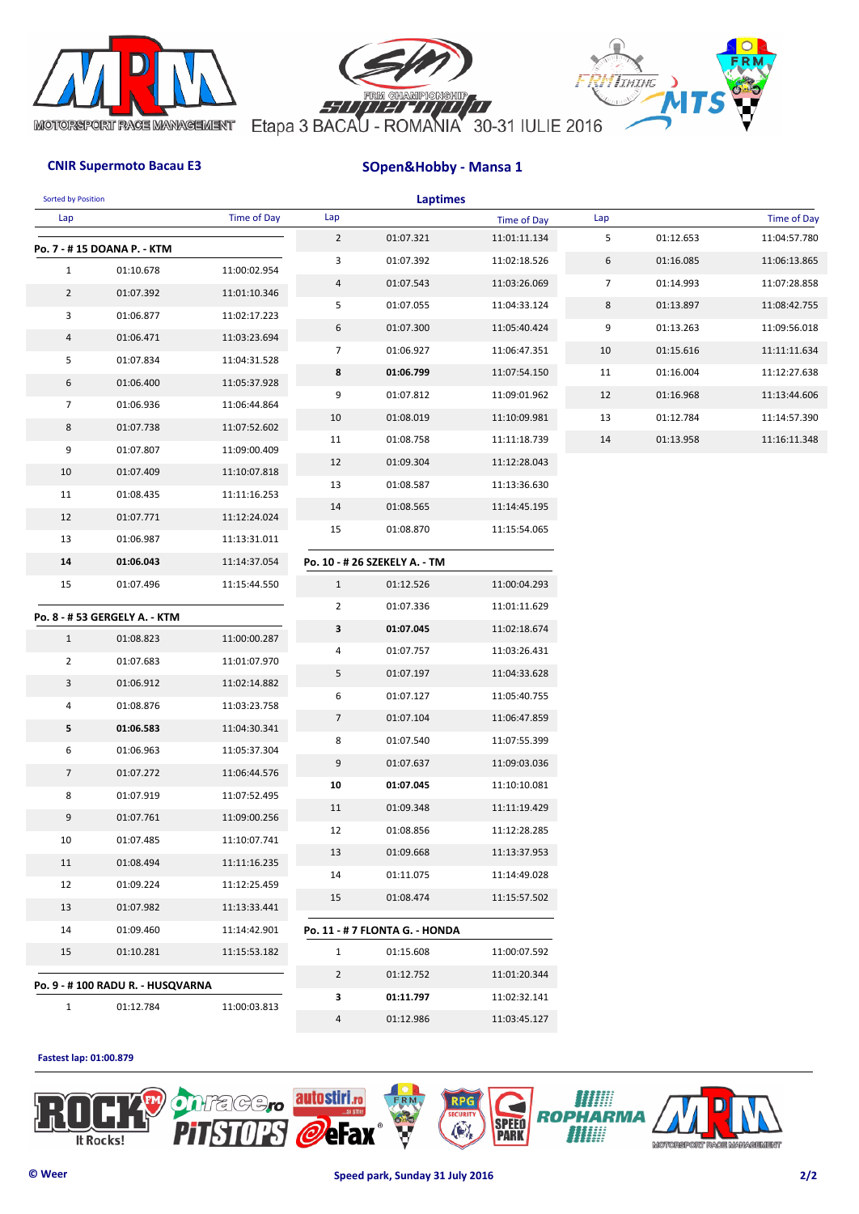Etapa 3 BACAU - ROMANIA 30-31 IULIE 2016

**CNIR Supermoto Bacau E3**

**SOpen&Hobby - Mansa 1**

Sorted by Position

**Laptimes**

**Po. 7 - # 15 DOANA P. - KTM**

| Lap | | Time of Day |
|---|---|---|
| 1 | 01:10.678 | 11:00:02.954 |
| 2 | 01:07.392 | 11:01:10.346 |
| 3 | 01:06.877 | 11:02:17.223 |
| 4 | 01:06.471 | 11:03:23.694 |
| 5 | 01:07.834 | 11:04:31.528 |
| 6 | 01:06.400 | 11:05:37.928 |
| 7 | 01:06.936 | 11:06:44.864 |
| 8 | 01:07.738 | 11:07:52.602 |
| 9 | 01:07.807 | 11:09:00.409 |
| 10 | 01:07.409 | 11:10:07.818 |
| 11 | 01:08.435 | 11:11:16.253 |
| 12 | 01:07.771 | 11:12:24.024 |
| 13 | 01:06.987 | 11:13:31.011 |
| **14** | **01:06.043** | 11:14:37.054 |
| 15 | 01:07.496 | 11:15:44.550 |

**Po. 8 - # 53 GERGELY A. - KTM**

| Lap | | Time of Day |
|---|---|---|
| 1 | 01:08.823 | 11:00:00.287 |
| 2 | 01:07.683 | 11:01:07.970 |
| 3 | 01:06.912 | 11:02:14.882 |
| 4 | 01:08.876 | 11:03:23.758 |
| **5** | **01:06.583** | 11:04:30.341 |
| 6 | 01:06.963 | 11:05:37.304 |
| 7 | 01:07.272 | 11:06:44.576 |
| 8 | 01:07.919 | 11:07:52.495 |
| 9 | 01:07.761 | 11:09:00.256 |
| 10 | 01:07.485 | 11:10:07.741 |
| 11 | 01:08.494 | 11:11:16.235 |
| 12 | 01:09.224 | 11:12:25.459 |
| 13 | 01:07.982 | 11:13:33.441 |
| 14 | 01:09.460 | 11:14:42.901 |
| 15 | 01:10.281 | 11:15:53.182 |

**Po. 9 - # 100 RADU R. - HUSQVARNA**

| Lap | | Time of Day |
|---|---|---|
| 1 | 01:12.784 | 11:00:03.813 |
| 2 | 01:07.321 | 11:01:11.134 |
| 3 | 01:07.392 | 11:02:18.526 |
| 4 | 01:07.543 | 11:03:26.069 |
| 5 | 01:07.055 | 11:04:33.124 |
| 6 | 01:07.300 | 11:05:40.424 |
| 7 | 01:06.927 | 11:06:47.351 |
| **8** | **01:06.799** | 11:07:54.150 |
| 9 | 01:07.812 | 11:09:01.962 |
| 10 | 01:08.019 | 11:10:09.981 |
| 11 | 01:08.758 | 11:11:18.739 |
| 12 | 01:09.304 | 11:12:28.043 |
| 13 | 01:08.587 | 11:13:36.630 |
| 14 | 01:08.565 | 11:14:45.195 |
| 15 | 01:08.870 | 11:15:54.065 |

**Po. 10 - # 26 SZEKELY A. - TM**

| Lap | | Time of Day |
|---|---|---|
| 1 | 01:12.526 | 11:00:04.293 |
| 2 | 01:07.336 | 11:01:11.629 |
| **3** | **01:07.045** | 11:02:18.674 |
| 4 | 01:07.757 | 11:03:26.431 |
| 5 | 01:07.197 | 11:04:33.628 |
| 6 | 01:07.127 | 11:05:40.755 |
| 7 | 01:07.104 | 11:06:47.859 |
| 8 | 01:07.540 | 11:07:55.399 |
| 9 | 01:07.637 | 11:09:03.036 |
| **10** | **01:07.045** | 11:10:10.081 |
| 11 | 01:09.348 | 11:11:19.429 |
| 12 | 01:08.856 | 11:12:28.285 |
| 13 | 01:09.668 | 11:13:37.953 |
| 14 | 01:11.075 | 11:14:49.028 |
| 15 | 01:08.474 | 11:15:57.502 |

**Po. 11 - # 7 FLONTA G. - HONDA**

| Lap | | Time of Day |
|---|---|---|
| 1 | 01:15.608 | 11:00:07.592 |
| 2 | 01:12.752 | 11:01:20.344 |
| **3** | **01:11.797** | 11:02:32.141 |
| 4 | 01:12.986 | 11:03:45.127 |
| 5 | 01:12.653 | 11:04:57.780 |
| 6 | 01:16.085 | 11:06:13.865 |
| 7 | 01:14.993 | 11:07:28.858 |
| 8 | 01:13.897 | 11:08:42.755 |
| 9 | 01:13.263 | 11:09:56.018 |
| 10 | 01:15.616 | 11:11:11.634 |
| 11 | 01:16.004 | 11:12:27.638 |
| 12 | 01:16.968 | 11:13:44.606 |
| 13 | 01:12.784 | 11:14:57.390 |
| 14 | 01:13.958 | 11:16:11.348 |

**Fastest lap: 01:00.879**

© Weer

**Speed park, Sunday 31 July 2016**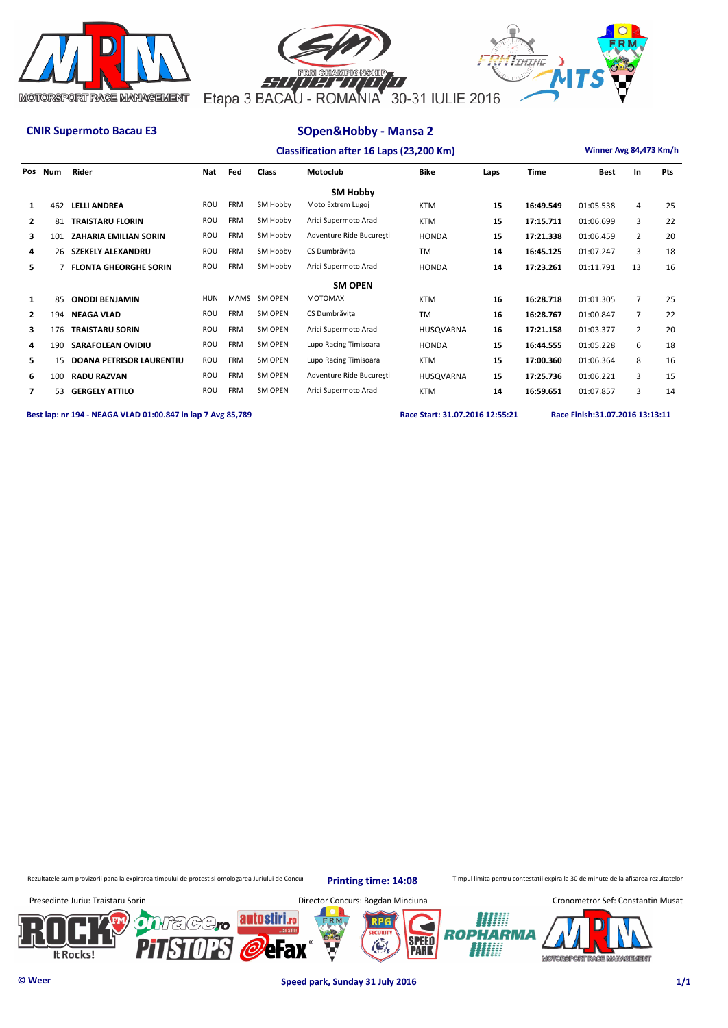Etapa 3 BACAU - ROMANIA 30-31 IULIE 2016

**CNIR Supermoto Bacau E3**

## SOpen&Hobby - Mansa 2

### Classification after 16 Laps (23,200 Km)

**Winner Avg 84,473 Km/h**

| Pos | Num | Rider | Nat | Fed | Class | Motoclub | Bike | Laps | Time | Best | In | Pts |
|---|---|---|---|---|---|---|---|---|---|---|---|---|
| | | | | | | **SM Hobby** | | | | | | |
| 1 | 462 | **LELLI ANDREA** | ROU | FRM | SM Hobby | Moto Extrem Lugoj | KTM | **15** | **16:49.549** | 01:05.538 | 4 | 25 |
| 2 | 81 | **TRAISTARU FLORIN** | ROU | FRM | SM Hobby | Arici Supermoto Arad | KTM | **15** | **17:15.711** | 01:06.699 | 3 | 22 |
| 3 | 101 | **ZAHARIA EMILIAN SORIN** | ROU | FRM | SM Hobby | Adventure Ride București | HONDA | **15** | **17:21.338** | 01:06.459 | 2 | 20 |
| 4 | 26 | **SZEKELY ALEXANDRU** | ROU | FRM | SM Hobby | CS Dumbrăvița | TM | **14** | **16:45.125** | 01:07.247 | 3 | 18 |
| 5 | 7 | **FLONTA GHEORGHE SORIN** | ROU | FRM | SM Hobby | Arici Supermoto Arad | HONDA | **14** | **17:23.261** | 01:11.791 | 13 | 16 |
| | | | | | | **SM OPEN** | | | | | | |
| 1 | 85 | **ONODI BENJAMIN** | HUN | MAMS | SM OPEN | MOTOMAX | KTM | **16** | **16:28.718** | 01:01.305 | 7 | 25 |
| 2 | 194 | **NEAGA VLAD** | ROU | FRM | SM OPEN | CS Dumbrăvița | TM | **16** | **16:28.767** | 01:00.847 | 7 | 22 |
| 3 | 176 | **TRAISTARU SORIN** | ROU | FRM | SM OPEN | Arici Supermoto Arad | HUSQVARNA | **16** | **17:21.158** | 01:03.377 | 2 | 20 |
| 4 | 190 | **SARAFOLEAN OVIDIU** | ROU | FRM | SM OPEN | Lupo Racing Timisoara | HONDA | **15** | **16:44.555** | 01:05.228 | 6 | 18 |
| 5 | 15 | **DOANA PETRISOR LAURENTIU** | ROU | FRM | SM OPEN | Lupo Racing Timisoara | KTM | **15** | **17:00.360** | 01:06.364 | 8 | 16 |
| 6 | 100 | **RADU RAZVAN** | ROU | FRM | SM OPEN | Adventure Ride București | HUSQVARNA | **15** | **17:25.736** | 01:06.221 | 3 | 15 |
| 7 | 53 | **GERGELY ATTILO** | ROU | FRM | SM OPEN | Arici Supermoto Arad | KTM | **14** | **16:59.651** | 01:07.857 | 3 | 14 |

**Best lap: nr 194 - NEAGA VLAD 01:00.847 in lap 7 Avg 85,789**

**Race Start: 31.07.2016 12:55:21**

**Race Finish:31.07.2016 13:13:11**

Rezultatele sunt provizorii pana la expirarea timpului de protest si omologarea Juriului de Concu

**Printing time: 14:08**

Timpul limita pentru contestatii expira la 30 de minute de la afisarea rezultatelor

Presedinte Juriu: Traistaru Sorin

Director Concurs: Bogdan Minciuna

Cronometror Sef: Constantin Musat

**© Weer**

**Speed park, Sunday 31 July 2016**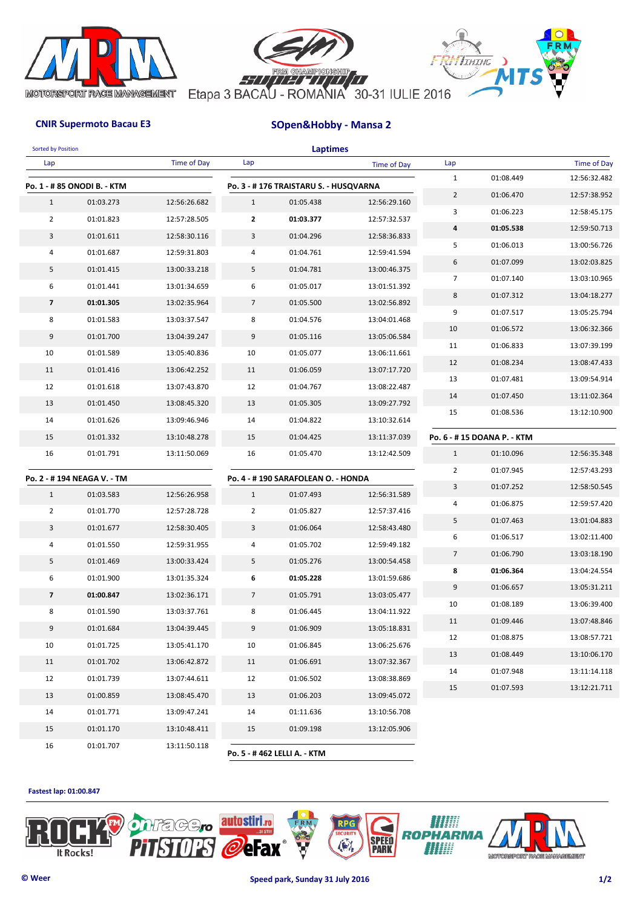Etapa 3 BACAU - ROMANIA 30-31 IULIE 2016

**CNIR Supermoto Bacau E3**

**SOpen&Hobby - Mansa 2**

Sorted by Position

## Laptimes

### Po. 1 - # 85 ONODI B. - KTM

| Lap | | Time of Day |
|---|---|---|
| 1 | 01:03.273 | 12:56:26.682 |
| 2 | 01:01.823 | 12:57:28.505 |
| 3 | 01:01.611 | 12:58:30.116 |
| 4 | 01:01.687 | 12:59:31.803 |
| 5 | 01:01.415 | 13:00:33.218 |
| 6 | 01:01.441 | 13:01:34.659 |
| **7** | **01:01.305** | 13:02:35.964 |
| 8 | 01:01.583 | 13:03:37.547 |
| 9 | 01:01.700 | 13:04:39.247 |
| 10 | 01:01.589 | 13:05:40.836 |
| 11 | 01:01.416 | 13:06:42.252 |
| 12 | 01:01.618 | 13:07:43.870 |
| 13 | 01:01.450 | 13:08:45.320 |
| 14 | 01:01.626 | 13:09:46.946 |
| 15 | 01:01.332 | 13:10:48.278 |
| 16 | 01:01.791 | 13:11:50.069 |

### Po. 2 - # 194 NEAGA V. - TM

| Lap | | Time of Day |
|---|---|---|
| 1 | 01:03.583 | 12:56:26.958 |
| 2 | 01:01.770 | 12:57:28.728 |
| 3 | 01:01.677 | 12:58:30.405 |
| 4 | 01:01.550 | 12:59:31.955 |
| 5 | 01:01.469 | 13:00:33.424 |
| 6 | 01:01.900 | 13:01:35.324 |
| **7** | **01:00.847** | 13:02:36.171 |
| 8 | 01:01.590 | 13:03:37.761 |
| 9 | 01:01.684 | 13:04:39.445 |
| 10 | 01:01.725 | 13:05:41.170 |
| 11 | 01:01.702 | 13:06:42.872 |
| 12 | 01:01.739 | 13:07:44.611 |
| 13 | 01:00.859 | 13:08:45.470 |
| 14 | 01:01.771 | 13:09:47.241 |
| 15 | 01:01.170 | 13:10:48.411 |
| 16 | 01:01.707 | 13:11:50.118 |

### Po. 3 - # 176 TRAISTARU S. - HUSQVARNA

| Lap | | Time of Day |
|---|---|---|
| 1 | 01:05.438 | 12:56:29.160 |
| **2** | **01:03.377** | 12:57:32.537 |
| 3 | 01:04.296 | 12:58:36.833 |
| 4 | 01:04.761 | 12:59:41.594 |
| 5 | 01:04.781 | 13:00:46.375 |
| 6 | 01:05.017 | 13:01:51.392 |
| 7 | 01:05.500 | 13:02:56.892 |
| 8 | 01:04.576 | 13:04:01.468 |
| 9 | 01:05.116 | 13:05:06.584 |
| 10 | 01:05.077 | 13:06:11.661 |
| 11 | 01:06.059 | 13:07:17.720 |
| 12 | 01:04.767 | 13:08:22.487 |
| 13 | 01:05.305 | 13:09:27.792 |
| 14 | 01:04.822 | 13:10:32.614 |
| 15 | 01:04.425 | 13:11:37.039 |
| 16 | 01:05.470 | 13:12:42.509 |

### Po. 4 - # 190 SARAFOLEAN O. - HONDA

| Lap | | Time of Day |
|---|---|---|
| 1 | 01:07.493 | 12:56:31.589 |
| 2 | 01:05.827 | 12:57:37.416 |
| 3 | 01:06.064 | 12:58:43.480 |
| 4 | 01:05.702 | 12:59:49.182 |
| 5 | 01:05.276 | 13:00:54.458 |
| **6** | **01:05.228** | 13:01:59.686 |
| 7 | 01:05.791 | 13:03:05.477 |
| 8 | 01:06.445 | 13:04:11.922 |
| 9 | 01:06.909 | 13:05:18.831 |
| 10 | 01:06.845 | 13:06:25.676 |
| 11 | 01:06.691 | 13:07:32.367 |
| 12 | 01:06.502 | 13:08:38.869 |
| 13 | 01:06.203 | 13:09:45.072 |
| 14 | 01:11.636 | 13:10:56.708 |
| 15 | 01:09.198 | 13:12:05.906 |

### Po. 5 - # 462 LELLI A. - KTM

| Lap | | Time of Day |
|---|---|---|
| 1 | 01:08.449 | 12:56:32.482 |
| 2 | 01:06.470 | 12:57:38.952 |
| 3 | 01:06.223 | 12:58:45.175 |
| **4** | **01:05.538** | 12:59:50.713 |
| 5 | 01:06.013 | 13:00:56.726 |
| 6 | 01:07.099 | 13:02:03.825 |
| 7 | 01:07.140 | 13:03:10.965 |
| 8 | 01:07.312 | 13:04:18.277 |
| 9 | 01:07.517 | 13:05:25.794 |
| 10 | 01:06.572 | 13:06:32.366 |
| 11 | 01:06.833 | 13:07:39.199 |
| 12 | 01:08.234 | 13:08:47.433 |
| 13 | 01:07.481 | 13:09:54.914 |
| 14 | 01:07.450 | 13:11:02.364 |
| 15 | 01:08.536 | 13:12:10.900 |

### Po. 6 - # 15 DOANA P. - KTM

| Lap | | Time of Day |
|---|---|---|
| 1 | 01:10.096 | 12:56:35.348 |
| 2 | 01:07.945 | 12:57:43.293 |
| 3 | 01:07.252 | 12:58:50.545 |
| 4 | 01:06.875 | 12:59:57.420 |
| 5 | 01:07.463 | 13:01:04.883 |
| 6 | 01:06.517 | 13:02:11.400 |
| 7 | 01:06.790 | 13:03:18.190 |
| **8** | **01:06.364** | 13:04:24.554 |
| 9 | 01:06.657 | 13:05:31.211 |
| 10 | 01:08.189 | 13:06:39.400 |
| 11 | 01:09.446 | 13:07:48.846 |
| 12 | 01:08.875 | 13:08:57.721 |
| 13 | 01:08.449 | 13:10:06.170 |
| 14 | 01:07.948 | 13:11:14.118 |
| 15 | 01:07.593 | 13:12:21.711 |

**Fastest lap: 01:00.847**

© Weer

Speed park, Sunday 31 July 2016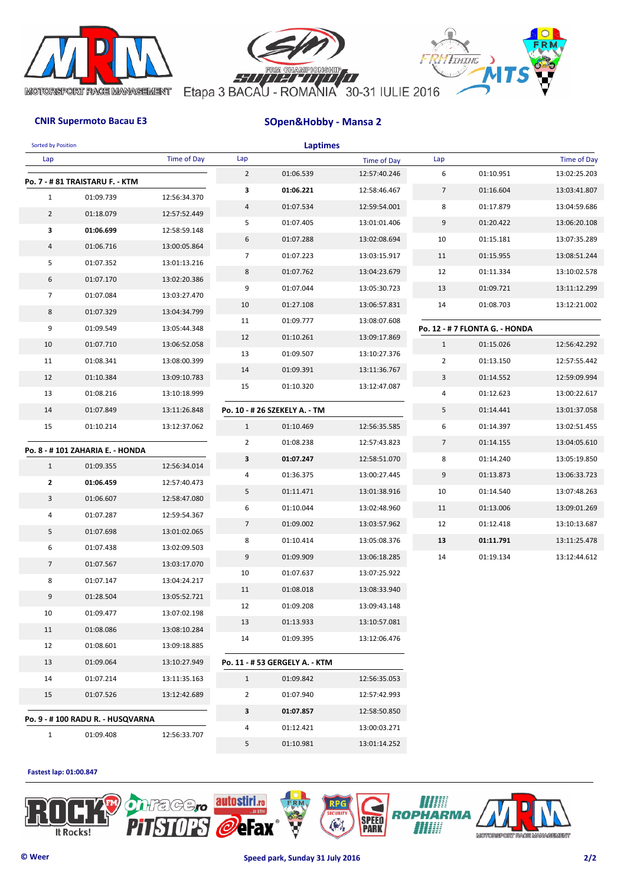Etapa 3 BACAU - ROMANIA 30-31 IULIE 2016

**CNIR Supermoto Bacau E3**

**SOpen&Hobby - Mansa 2**

Sorted by Position

## Laptimes

**Po. 7 - # 81 TRAISTARU F. - KTM**

| Lap | | Time of Day |
|---|---|---|
| 1 | 01:09.739 | 12:56:34.370 |
| 2 | 01:18.079 | 12:57:52.449 |
| **3** | **01:06.699** | 12:58:59.148 |
| 4 | 01:06.716 | 13:00:05.864 |
| 5 | 01:07.352 | 13:01:13.216 |
| 6 | 01:07.170 | 13:02:20.386 |
| 7 | 01:07.084 | 13:03:27.470 |
| 8 | 01:07.329 | 13:04:34.799 |
| 9 | 01:09.549 | 13:05:44.348 |
| 10 | 01:07.710 | 13:06:52.058 |
| 11 | 01:08.341 | 13:08:00.399 |
| 12 | 01:10.384 | 13:09:10.783 |
| 13 | 01:08.216 | 13:10:18.999 |
| 14 | 01:07.849 | 13:11:26.848 |
| 15 | 01:10.214 | 13:12:37.062 |

**Po. 8 - # 101 ZAHARIA E. - HONDA**

| Lap | | Time of Day |
|---|---|---|
| 1 | 01:09.355 | 12:56:34.014 |
| **2** | **01:06.459** | 12:57:40.473 |
| 3 | 01:06.607 | 12:58:47.080 |
| 4 | 01:07.287 | 12:59:54.367 |
| 5 | 01:07.698 | 13:01:02.065 |
| 6 | 01:07.438 | 13:02:09.503 |
| 7 | 01:07.567 | 13:03:17.070 |
| 8 | 01:07.147 | 13:04:24.217 |
| 9 | 01:28.504 | 13:05:52.721 |
| 10 | 01:09.477 | 13:07:02.198 |
| 11 | 01:08.086 | 13:08:10.284 |
| 12 | 01:08.601 | 13:09:18.885 |
| 13 | 01:09.064 | 13:10:27.949 |
| 14 | 01:07.214 | 13:11:35.163 |
| 15 | 01:07.526 | 13:12:42.689 |

**Po. 9 - # 100 RADU R. - HUSQVARNA**

| Lap | | Time of Day |
|---|---|---|
| 1 | 01:09.408 | 12:56:33.707 |
| 2 | 01:06.539 | 12:57:40.246 |
| **3** | **01:06.221** | 12:58:46.467 |
| 4 | 01:07.534 | 12:59:54.001 |
| 5 | 01:07.405 | 13:01:01.406 |
| 6 | 01:07.288 | 13:02:08.694 |
| 7 | 01:07.223 | 13:03:15.917 |
| 8 | 01:07.762 | 13:04:23.679 |
| 9 | 01:07.044 | 13:05:30.723 |
| 10 | 01:27.108 | 13:06:57.831 |
| 11 | 01:09.777 | 13:08:07.608 |
| 12 | 01:10.261 | 13:09:17.869 |
| 13 | 01:09.507 | 13:10:27.376 |
| 14 | 01:09.391 | 13:11:36.767 |
| 15 | 01:10.320 | 13:12:47.087 |

**Po. 10 - # 26 SZEKELY A. - TM**

| Lap | | Time of Day |
|---|---|---|
| 1 | 01:10.469 | 12:56:35.585 |
| 2 | 01:08.238 | 12:57:43.823 |
| **3** | **01:07.247** | 12:58:51.070 |
| 4 | 01:36.375 | 13:00:27.445 |
| 5 | 01:11.471 | 13:01:38.916 |
| 6 | 01:10.044 | 13:02:48.960 |
| 7 | 01:09.002 | 13:03:57.962 |
| 8 | 01:10.414 | 13:05:08.376 |
| 9 | 01:09.909 | 13:06:18.285 |
| 10 | 01:07.637 | 13:07:25.922 |
| 11 | 01:08.018 | 13:08:33.940 |
| 12 | 01:09.208 | 13:09:43.148 |
| 13 | 01:13.933 | 13:10:57.081 |
| 14 | 01:09.395 | 13:12:06.476 |

**Po. 11 - # 53 GERGELY A. - KTM**

| Lap | | Time of Day |
|---|---|---|
| 1 | 01:09.842 | 12:56:35.053 |
| 2 | 01:07.940 | 12:57:42.993 |
| **3** | **01:07.857** | 12:58:50.850 |
| 4 | 01:12.421 | 13:00:03.271 |
| 5 | 01:10.981 | 13:01:14.252 |
| 6 | 01:10.951 | 13:02:25.203 |
| 7 | 01:16.604 | 13:03:41.807 |
| 8 | 01:17.879 | 13:04:59.686 |
| 9 | 01:20.422 | 13:06:20.108 |
| 10 | 01:15.181 | 13:07:35.289 |
| 11 | 01:15.955 | 13:08:51.244 |
| 12 | 01:11.334 | 13:10:02.578 |
| 13 | 01:09.721 | 13:11:12.299 |
| 14 | 01:08.703 | 13:12:21.002 |

**Po. 12 - # 7 FLONTA G. - HONDA**

| Lap | | Time of Day |
|---|---|---|
| 1 | 01:15.026 | 12:56:42.292 |
| 2 | 01:13.150 | 12:57:55.442 |
| 3 | 01:14.552 | 12:59:09.994 |
| 4 | 01:12.623 | 13:00:22.617 |
| 5 | 01:14.441 | 13:01:37.058 |
| 6 | 01:14.397 | 13:02:51.455 |
| 7 | 01:14.155 | 13:04:05.610 |
| 8 | 01:14.240 | 13:05:19.850 |
| 9 | 01:13.873 | 13:06:33.723 |
| 10 | 01:14.540 | 13:07:48.263 |
| 11 | 01:13.006 | 13:09:01.269 |
| 12 | 01:12.418 | 13:10:13.687 |
| **13** | **01:11.791** | 13:11:25.478 |
| 14 | 01:19.134 | 13:12:44.612 |

**Fastest lap: 01:00.847**

© Weer

Speed park, Sunday 31 July 2016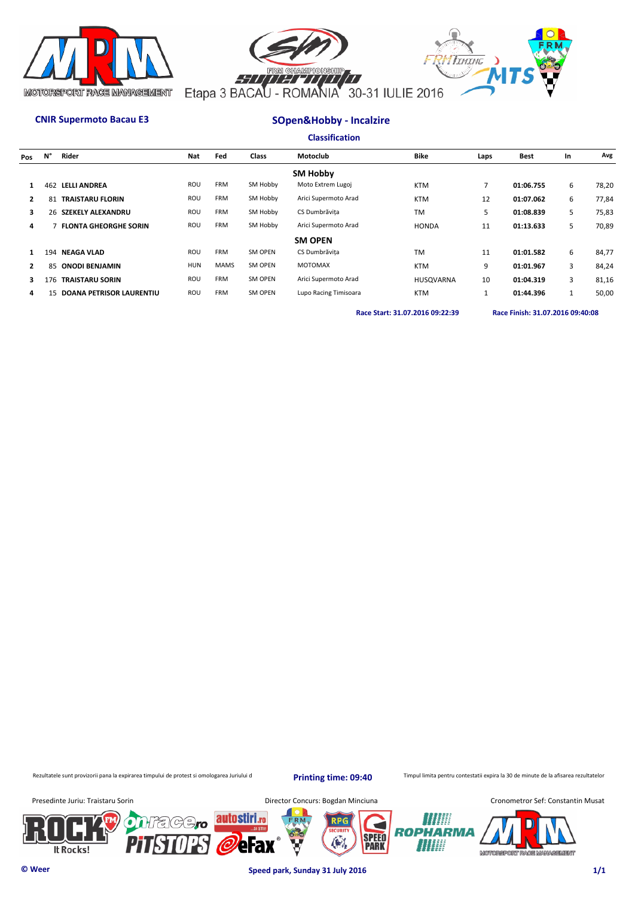Etapa 3 BACAU - ROMANIA 30-31 IULIE 2016

**CNIR Supermoto Bacau E3**

## SOpen&Hobby - Incalzire

### Classification

| Pos | N° | Rider | Nat | Fed | Class | Motoclub | Bike | Laps | Best | In | Avg |
|---|---|---|---|---|---|---|---|---|---|---|---|
| | | | | | | **SM Hobby** | | | | | |
| 1 | 462 | **LELLI ANDREA** | ROU | FRM | SM Hobby | Moto Extrem Lugoj | KTM | 7 | **01:06.755** | 6 | 78,20 |
| 2 | 81 | **TRAISTARU FLORIN** | ROU | FRM | SM Hobby | Arici Supermoto Arad | KTM | 12 | **01:07.062** | 6 | 77,84 |
| 3 | 26 | **SZEKELY ALEXANDRU** | ROU | FRM | SM Hobby | CS Dumbrăvița | TM | 5 | **01:08.839** | 5 | 75,83 |
| 4 | 7 | **FLONTA GHEORGHE SORIN** | ROU | FRM | SM Hobby | Arici Supermoto Arad | HONDA | 11 | **01:13.633** | 5 | 70,89 |
| | | | | | | **SM OPEN** | | | | | |
| 1 | 194 | **NEAGA VLAD** | ROU | FRM | SM OPEN | CS Dumbrăvița | TM | 11 | **01:01.582** | 6 | 84,77 |
| 2 | 85 | **ONODI BENJAMIN** | HUN | MAMS | SM OPEN | MOTOMAX | KTM | 9 | **01:01.967** | 3 | 84,24 |
| 3 | 176 | **TRAISTARU SORIN** | ROU | FRM | SM OPEN | Arici Supermoto Arad | HUSQVARNA | 10 | **01:04.319** | 3 | 81,16 |
| 4 | 15 | **DOANA PETRISOR LAURENTIU** | ROU | FRM | SM OPEN | Lupo Racing Timisoara | KTM | 1 | **01:44.396** | 1 | 50,00 |

**Race Start: 31.07.2016 09:22:39** **Race Finish: 31.07.2016 09:40:08**

Rezultatele sunt provizorii pana la expirarea timpului de protest si omologarea Juriului d

**Printing time: 09:40**

Timpul limita pentru contestatii expira la 30 de minute de la afisarea rezultatelor

Presedinte Juriu: Traistaru Sorin

Director Concurs: Bogdan Minciuna

Cronometror Sef: Constantin Musat

**© Weer**

**Speed park, Sunday 31 July 2016**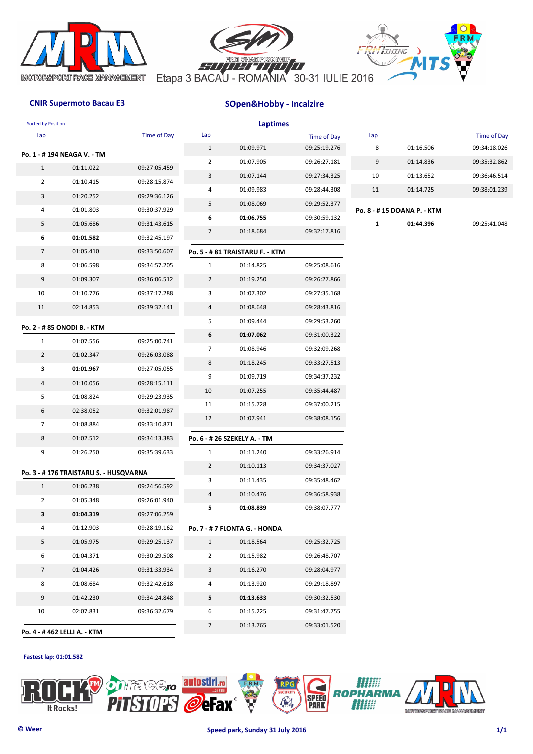Etapa 3 BACAU - ROMANIA 30-31 IULIE 2016

**CNIR Supermoto Bacau E3**

## SOpen&Hobby - Incalzire

Sorted by Position

### Laptimes

**Po. 1 - # 194 NEAGA V. - TM**

| Lap | | Time of Day |
|---|---|---|
| 1 | 01:11.022 | 09:27:05.459 |
| 2 | 01:10.415 | 09:28:15.874 |
| 3 | 01:20.252 | 09:29:36.126 |
| 4 | 01:01.803 | 09:30:37.929 |
| 5 | 01:05.686 | 09:31:43.615 |
| **6** | **01:01.582** | 09:32:45.197 |
| 7 | 01:05.410 | 09:33:50.607 |
| 8 | 01:06.598 | 09:34:57.205 |
| 9 | 01:09.307 | 09:36:06.512 |
| 10 | 01:10.776 | 09:37:17.288 |
| 11 | 02:14.853 | 09:39:32.141 |

**Po. 2 - # 85 ONODI B. - KTM**

| Lap | | Time of Day |
|---|---|---|
| 1 | 01:07.556 | 09:25:00.741 |
| 2 | 01:02.347 | 09:26:03.088 |
| **3** | **01:01.967** | 09:27:05.055 |
| 4 | 01:10.056 | 09:28:15.111 |
| 5 | 01:08.824 | 09:29:23.935 |
| 6 | 02:38.052 | 09:32:01.987 |
| 7 | 01:08.884 | 09:33:10.871 |
| 8 | 01:02.512 | 09:34:13.383 |
| 9 | 01:26.250 | 09:35:39.633 |

**Po. 3 - # 176 TRAISTARU S. - HUSQVARNA**

| Lap | | Time of Day |
|---|---|---|
| 1 | 01:06.238 | 09:24:56.592 |
| 2 | 01:05.348 | 09:26:01.940 |
| **3** | **01:04.319** | 09:27:06.259 |
| 4 | 01:12.903 | 09:28:19.162 |
| 5 | 01:05.975 | 09:29:25.137 |
| 6 | 01:04.371 | 09:30:29.508 |
| 7 | 01:04.426 | 09:31:33.934 |
| 8 | 01:08.684 | 09:32:42.618 |
| 9 | 01:42.230 | 09:34:24.848 |
| 10 | 02:07.831 | 09:36:32.679 |

**Po. 4 - # 462 LELLI A. - KTM**

| Lap | | Time of Day |
|---|---|---|
| 1 | 01:09.971 | 09:25:19.276 |
| 2 | 01:07.905 | 09:26:27.181 |
| 3 | 01:07.144 | 09:27:34.325 |
| 4 | 01:09.983 | 09:28:44.308 |
| 5 | 01:08.069 | 09:29:52.377 |
| **6** | **01:06.755** | 09:30:59.132 |
| 7 | 01:18.684 | 09:32:17.816 |

**Po. 5 - # 81 TRAISTARU F. - KTM**

| Lap | | Time of Day |
|---|---|---|
| 1 | 01:14.825 | 09:25:08.616 |
| 2 | 01:19.250 | 09:26:27.866 |
| 3 | 01:07.302 | 09:27:35.168 |
| 4 | 01:08.648 | 09:28:43.816 |
| 5 | 01:09.444 | 09:29:53.260 |
| **6** | **01:07.062** | 09:31:00.322 |
| 7 | 01:08.946 | 09:32:09.268 |
| 8 | 01:18.245 | 09:33:27.513 |
| 9 | 01:09.719 | 09:34:37.232 |
| 10 | 01:07.255 | 09:35:44.487 |
| 11 | 01:15.728 | 09:37:00.215 |
| 12 | 01:07.941 | 09:38:08.156 |

**Po. 6 - # 26 SZEKELY A. - TM**

| Lap | | Time of Day |
|---|---|---|
| 1 | 01:11.240 | 09:33:26.914 |
| 2 | 01:10.113 | 09:34:37.027 |
| 3 | 01:11.435 | 09:35:48.462 |
| 4 | 01:10.476 | 09:36:58.938 |
| **5** | **01:08.839** | 09:38:07.777 |

**Po. 7 - # 7 FLONTA G. - HONDA**

| Lap | | Time of Day |
|---|---|---|
| 1 | 01:18.564 | 09:25:32.725 |
| 2 | 01:15.982 | 09:26:48.707 |
| 3 | 01:16.270 | 09:28:04.977 |
| 4 | 01:13.920 | 09:29:18.897 |
| **5** | **01:13.633** | 09:30:32.530 |
| 6 | 01:15.225 | 09:31:47.755 |
| 7 | 01:13.765 | 09:33:01.520 |
| 8 | 01:16.506 | 09:34:18.026 |
| 9 | 01:14.836 | 09:35:32.862 |
| 10 | 01:13.652 | 09:36:46.514 |
| 11 | 01:14.725 | 09:38:01.239 |

**Po. 8 - # 15 DOANA P. - KTM**

| Lap | | Time of Day |
|---|---|---|
| **1** | **01:44.396** | 09:25:41.048 |

**Fastest lap: 01:01.582**

© Weer

**Speed park, Sunday 31 July 2016**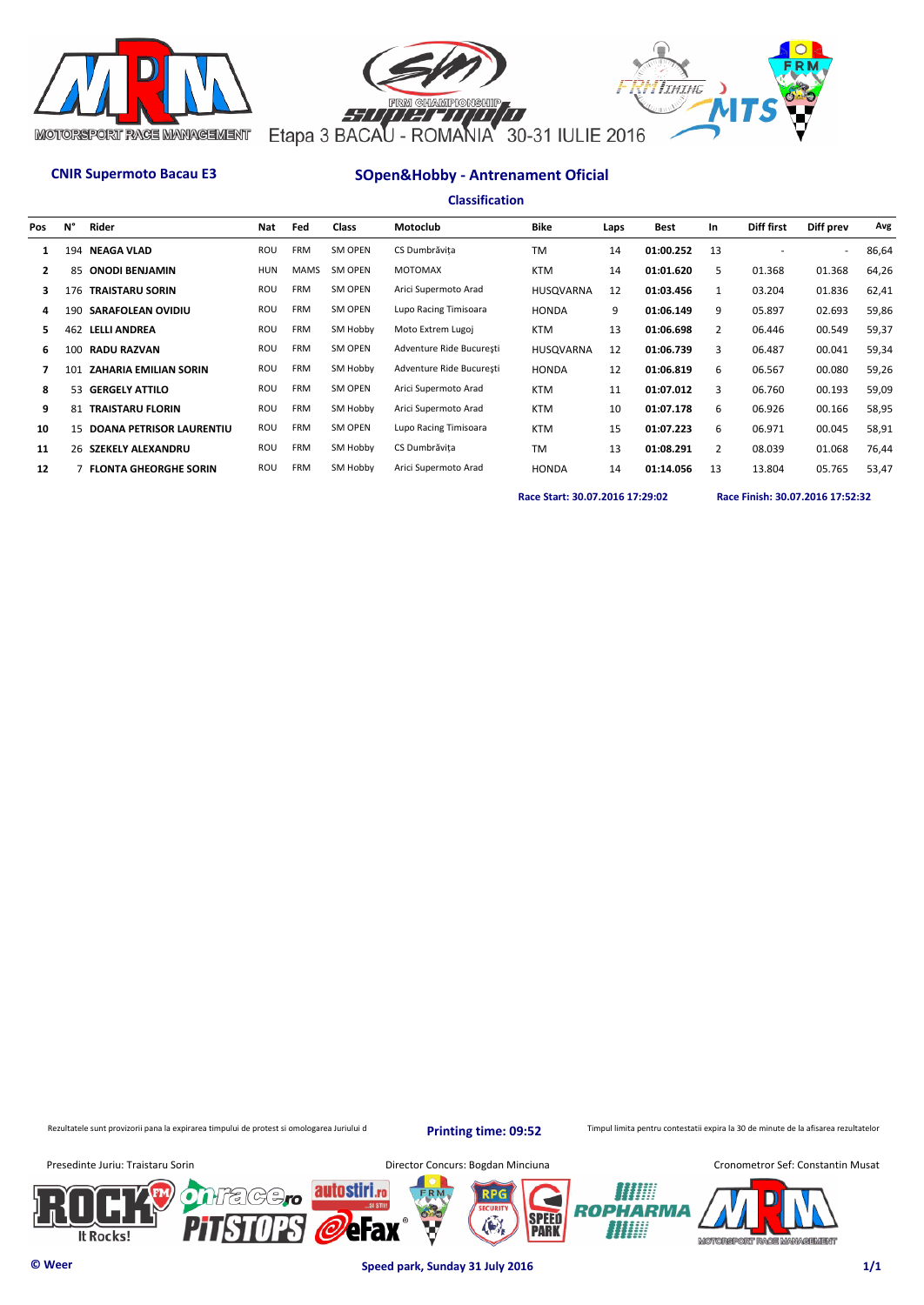Etapa 3 BACAU - ROMANIA 30-31 IULIE 2016

**CNIR Supermoto Bacau E3**

## SOpen&Hobby - Antrenament Oficial

### Classification

| Pos | N° | Rider | Nat | Fed | Class | Motoclub | Bike | Laps | Best | In | Diff first | Diff prev | Avg |
|---|---|---|---|---|---|---|---|---|---|---|---|---|---|
| 1 | 194 | **NEAGA VLAD** | ROU | FRM | SM OPEN | CS Dumbrăvița | TM | 14 | **01:00.252** | 13 | - | - | 86,64 |
| 2 | 85 | **ONODI BENJAMIN** | HUN | MAMS | SM OPEN | MOTOMAX | KTM | 14 | **01:01.620** | 5 | 01.368 | 01.368 | 64,26 |
| 3 | 176 | **TRAISTARU SORIN** | ROU | FRM | SM OPEN | Arici Supermoto Arad | HUSQVARNA | 12 | **01:03.456** | 1 | 03.204 | 01.836 | 62,41 |
| 4 | 190 | **SARAFOLEAN OVIDIU** | ROU | FRM | SM OPEN | Lupo Racing Timisoara | HONDA | 9 | **01:06.149** | 9 | 05.897 | 02.693 | 59,86 |
| 5 | 462 | **LELLI ANDREA** | ROU | FRM | SM Hobby | Moto Extrem Lugoj | KTM | 13 | **01:06.698** | 2 | 06.446 | 00.549 | 59,37 |
| 6 | 100 | **RADU RAZVAN** | ROU | FRM | SM OPEN | Adventure Ride București | HUSQVARNA | 12 | **01:06.739** | 3 | 06.487 | 00.041 | 59,34 |
| 7 | 101 | **ZAHARIA EMILIAN SORIN** | ROU | FRM | SM Hobby | Adventure Ride București | HONDA | 12 | **01:06.819** | 6 | 06.567 | 00.080 | 59,26 |
| 8 | 53 | **GERGELY ATTILO** | ROU | FRM | SM OPEN | Arici Supermoto Arad | KTM | 11 | **01:07.012** | 3 | 06.760 | 00.193 | 59,09 |
| 9 | 81 | **TRAISTARU FLORIN** | ROU | FRM | SM Hobby | Arici Supermoto Arad | KTM | 10 | **01:07.178** | 6 | 06.926 | 00.166 | 58,95 |
| 10 | 15 | **DOANA PETRISOR LAURENTIU** | ROU | FRM | SM OPEN | Lupo Racing Timisoara | KTM | 15 | **01:07.223** | 6 | 06.971 | 00.045 | 58,91 |
| 11 | 26 | **SZEKELY ALEXANDRU** | ROU | FRM | SM Hobby | CS Dumbrăvița | TM | 13 | **01:08.291** | 2 | 08.039 | 01.068 | 76,44 |
| 12 | 7 | **FLONTA GHEORGHE SORIN** | ROU | FRM | SM Hobby | Arici Supermoto Arad | HONDA | 14 | **01:14.056** | 13 | 13.804 | 05.765 | 53,47 |

**Race Start: 30.07.2016 17:29:02** **Race Finish: 30.07.2016 17:52:32**

Rezultatele sunt provizorii pana la expirarea timpului de protest si omologarea Juriului d

**Printing time: 09:52**

Timpul limita pentru contestatii expira la 30 de minute de la afisarea rezultatelor

Presedinte Juriu: Traistaru Sorin

Director Concurs: Bogdan Minciuna

Cronometror Sef: Constantin Musat

© Weer

**Speed park, Sunday 31 July 2016**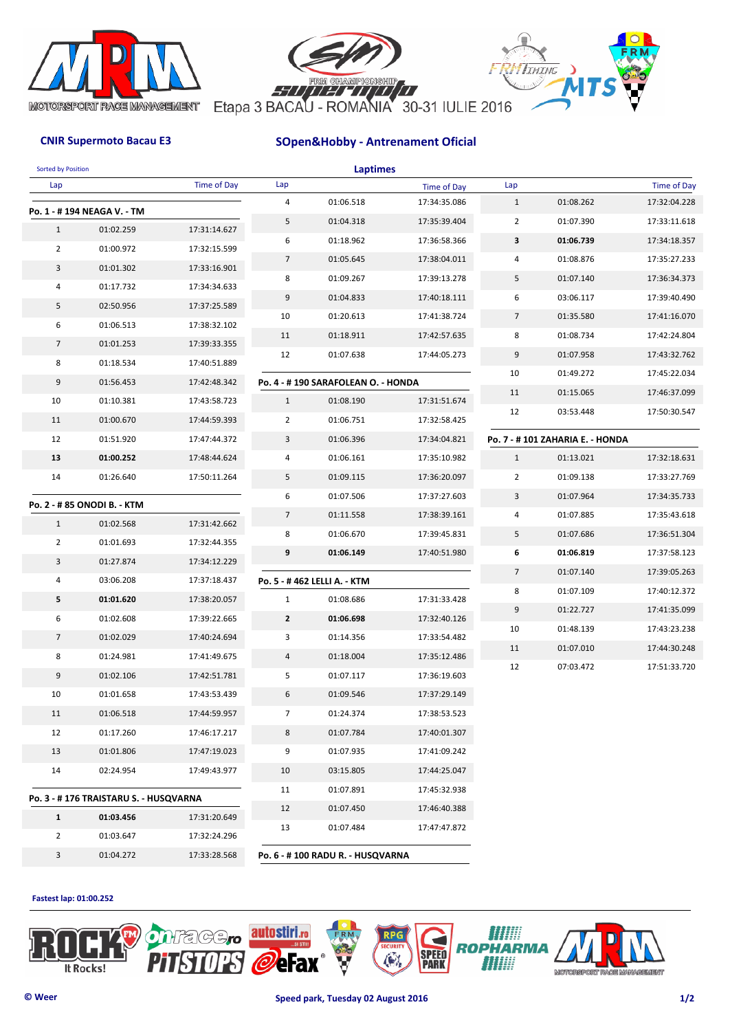Etapa 3 BACAU - ROMANIA 30-31 IULIE 2016

**CNIR Supermoto Bacau E3**

## SOpen&Hobby - Antrenament Oficial

Sorted by Position

### Laptimes

**Po. 1 - # 194 NEAGA V. - TM**

| Lap | | Time of Day |
|---|---|---|
| 1 | 01:02.259 | 17:31:14.627 |
| 2 | 01:00.972 | 17:32:15.599 |
| 3 | 01:01.302 | 17:33:16.901 |
| 4 | 01:17.732 | 17:34:34.633 |
| 5 | 02:50.956 | 17:37:25.589 |
| 6 | 01:06.513 | 17:38:32.102 |
| 7 | 01:01.253 | 17:39:33.355 |
| 8 | 01:18.534 | 17:40:51.889 |
| 9 | 01:56.453 | 17:42:48.342 |
| 10 | 01:10.381 | 17:43:58.723 |
| 11 | 01:00.670 | 17:44:59.393 |
| 12 | 01:51.920 | 17:47:44.372 |
| **13** | **01:00.252** | 17:48:44.624 |
| 14 | 01:26.640 | 17:50:11.264 |

**Po. 2 - # 85 ONODI B. - KTM**

| Lap | | Time of Day |
|---|---|---|
| 1 | 01:02.568 | 17:31:42.662 |
| 2 | 01:01.693 | 17:32:44.355 |
| 3 | 01:27.874 | 17:34:12.229 |
| 4 | 03:06.208 | 17:37:18.437 |
| **5** | **01:01.620** | 17:38:20.057 |
| 6 | 01:02.608 | 17:39:22.665 |
| 7 | 01:02.029 | 17:40:24.694 |
| 8 | 01:24.981 | 17:41:49.675 |
| 9 | 01:02.106 | 17:42:51.781 |
| 10 | 01:01.658 | 17:43:53.439 |
| 11 | 01:06.518 | 17:44:59.957 |
| 12 | 01:17.260 | 17:46:17.217 |
| 13 | 01:01.806 | 17:47:19.023 |
| 14 | 02:24.954 | 17:49:43.977 |

**Po. 3 - # 176 TRAISTARU S. - HUSQVARNA**

| Lap | | Time of Day |
|---|---|---|
| **1** | **01:03.456** | 17:31:20.649 |
| 2 | 01:03.647 | 17:32:24.296 |
| 3 | 01:04.272 | 17:33:28.568 |
| 4 | 01:06.518 | 17:34:35.086 |
| 5 | 01:04.318 | 17:35:39.404 |
| 6 | 01:18.962 | 17:36:58.366 |
| 7 | 01:05.645 | 17:38:04.011 |
| 8 | 01:09.267 | 17:39:13.278 |
| 9 | 01:04.833 | 17:40:18.111 |
| 10 | 01:20.613 | 17:41:38.724 |
| 11 | 01:18.911 | 17:42:57.635 |
| 12 | 01:07.638 | 17:44:05.273 |

**Po. 4 - # 190 SARAFOLEAN O. - HONDA**

| Lap | | Time of Day |
|---|---|---|
| 1 | 01:08.190 | 17:31:51.674 |
| 2 | 01:06.751 | 17:32:58.425 |
| 3 | 01:06.396 | 17:34:04.821 |
| 4 | 01:06.161 | 17:35:10.982 |
| 5 | 01:09.115 | 17:36:20.097 |
| 6 | 01:07.506 | 17:37:27.603 |
| 7 | 01:11.558 | 17:38:39.161 |
| 8 | 01:06.670 | 17:39:45.831 |
| **9** | **01:06.149** | 17:40:51.980 |

**Po. 5 - # 462 LELLI A. - KTM**

| Lap | | Time of Day |
|---|---|---|
| 1 | 01:08.686 | 17:31:33.428 |
| **2** | **01:06.698** | 17:32:40.126 |
| 3 | 01:14.356 | 17:33:54.482 |
| 4 | 01:18.004 | 17:35:12.486 |
| 5 | 01:07.117 | 17:36:19.603 |
| 6 | 01:09.546 | 17:37:29.149 |
| 7 | 01:24.374 | 17:38:53.523 |
| 8 | 01:07.784 | 17:40:01.307 |
| 9 | 01:07.935 | 17:41:09.242 |
| 10 | 03:15.805 | 17:44:25.047 |
| 11 | 01:07.891 | 17:45:32.938 |
| 12 | 01:07.450 | 17:46:40.388 |
| 13 | 01:07.484 | 17:47:47.872 |

**Po. 6 - # 100 RADU R. - HUSQVARNA**

| Lap | | Time of Day |
|---|---|---|
| 1 | 01:08.262 | 17:32:04.228 |
| 2 | 01:07.390 | 17:33:11.618 |
| **3** | **01:06.739** | 17:34:18.357 |
| 4 | 01:08.876 | 17:35:27.233 |
| 5 | 01:07.140 | 17:36:34.373 |
| 6 | 03:06.117 | 17:39:40.490 |
| 7 | 01:35.580 | 17:41:16.070 |
| 8 | 01:08.734 | 17:42:24.804 |
| 9 | 01:07.958 | 17:43:32.762 |
| 10 | 01:49.272 | 17:45:22.034 |
| 11 | 01:15.065 | 17:46:37.099 |
| 12 | 03:53.448 | 17:50:30.547 |

**Po. 7 - # 101 ZAHARIA E. - HONDA**

| Lap | | Time of Day |
|---|---|---|
| 1 | 01:13.021 | 17:32:18.631 |
| 2 | 01:09.138 | 17:33:27.769 |
| 3 | 01:07.964 | 17:34:35.733 |
| 4 | 01:07.885 | 17:35:43.618 |
| 5 | 01:07.686 | 17:36:51.304 |
| **6** | **01:06.819** | 17:37:58.123 |
| 7 | 01:07.140 | 17:39:05.263 |
| 8 | 01:07.109 | 17:40:12.372 |
| 9 | 01:22.727 | 17:41:35.099 |
| 10 | 01:48.139 | 17:43:23.238 |
| 11 | 01:07.010 | 17:44:30.248 |
| 12 | 07:03.472 | 17:51:33.720 |

**Fastest lap: 01:00.252**

© Weer

**Speed park, Tuesday 02 August 2016**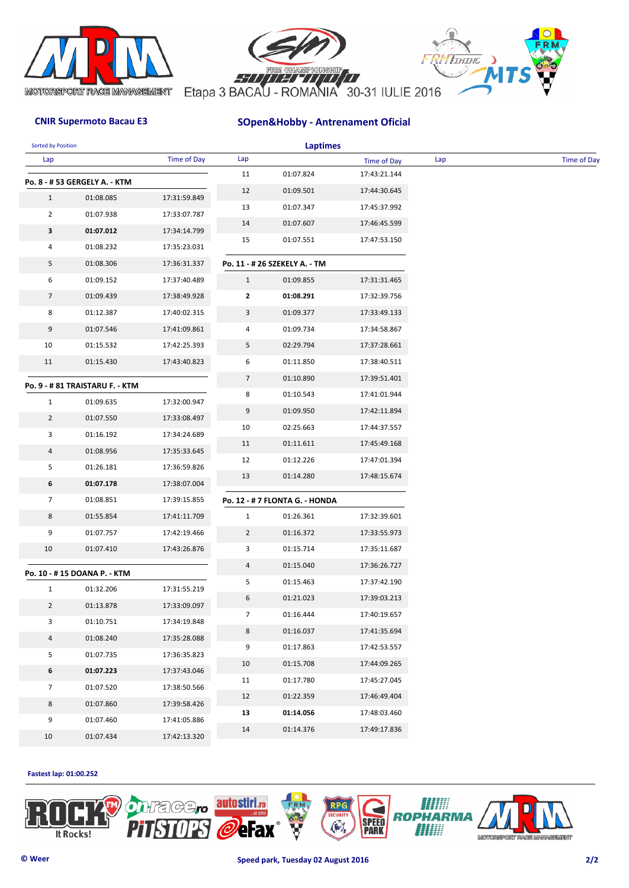Etapa 3 BACAU - ROMANIA 30-31 IULIE 2016

**CNIR Supermoto Bacau E3**

## SOpen&Hobby - Antrenament Oficial

Sorted by Position

### Laptimes

**Po. 8 - # 53 GERGELY A. - KTM**

| Lap | | Time of Day |
|---|---|---|
| 1 | 01:08.085 | 17:31:59.849 |
| 2 | 01:07.938 | 17:33:07.787 |
| **3** | **01:07.012** | 17:34:14.799 |
| 4 | 01:08.232 | 17:35:23.031 |
| 5 | 01:08.306 | 17:36:31.337 |
| 6 | 01:09.152 | 17:37:40.489 |
| 7 | 01:09.439 | 17:38:49.928 |
| 8 | 01:12.387 | 17:40:02.315 |
| 9 | 01:07.546 | 17:41:09.861 |
| 10 | 01:15.532 | 17:42:25.393 |
| 11 | 01:15.430 | 17:43:40.823 |

**Po. 9 - # 81 TRAISTARU F. - KTM**

| Lap | | Time of Day |
|---|---|---|
| 1 | 01:09.635 | 17:32:00.947 |
| 2 | 01:07.550 | 17:33:08.497 |
| 3 | 01:16.192 | 17:34:24.689 |
| 4 | 01:08.956 | 17:35:33.645 |
| 5 | 01:26.181 | 17:36:59.826 |
| **6** | **01:07.178** | 17:38:07.004 |
| 7 | 01:08.851 | 17:39:15.855 |
| 8 | 01:55.854 | 17:41:11.709 |
| 9 | 01:07.757 | 17:42:19.466 |
| 10 | 01:07.410 | 17:43:26.876 |

**Po. 10 - # 15 DOANA P. - KTM**

| Lap | | Time of Day |
|---|---|---|
| 1 | 01:32.206 | 17:31:55.219 |
| 2 | 01:13.878 | 17:33:09.097 |
| 3 | 01:10.751 | 17:34:19.848 |
| 4 | 01:08.240 | 17:35:28.088 |
| 5 | 01:07.735 | 17:36:35.823 |
| **6** | **01:07.223** | 17:37:43.046 |
| 7 | 01:07.520 | 17:38:50.566 |
| 8 | 01:07.860 | 17:39:58.426 |
| 9 | 01:07.460 | 17:41:05.886 |
| 10 | 01:07.434 | 17:42:13.320 |
| 11 | 01:07.824 | 17:43:21.144 |
| 12 | 01:09.501 | 17:44:30.645 |
| 13 | 01:07.347 | 17:45:37.992 |
| 14 | 01:07.607 | 17:46:45.599 |
| 15 | 01:07.551 | 17:47:53.150 |

**Po. 11 - # 26 SZEKELY A. - TM**

| Lap | | Time of Day |
|---|---|---|
| 1 | 01:09.855 | 17:31:31.465 |
| **2** | **01:08.291** | 17:32:39.756 |
| 3 | 01:09.377 | 17:33:49.133 |
| 4 | 01:09.734 | 17:34:58.867 |
| 5 | 02:29.794 | 17:37:28.661 |
| 6 | 01:11.850 | 17:38:40.511 |
| 7 | 01:10.890 | 17:39:51.401 |
| 8 | 01:10.543 | 17:41:01.944 |
| 9 | 01:09.950 | 17:42:11.894 |
| 10 | 02:25.663 | 17:44:37.557 |
| 11 | 01:11.611 | 17:45:49.168 |
| 12 | 01:12.226 | 17:47:01.394 |
| 13 | 01:14.280 | 17:48:15.674 |

**Po. 12 - # 7 FLONTA G. - HONDA**

| Lap | | Time of Day |
|---|---|---|
| 1 | 01:26.361 | 17:32:39.601 |
| 2 | 01:16.372 | 17:33:55.973 |
| 3 | 01:15.714 | 17:35:11.687 |
| 4 | 01:15.040 | 17:36:26.727 |
| 5 | 01:15.463 | 17:37:42.190 |
| 6 | 01:21.023 | 17:39:03.213 |
| 7 | 01:16.444 | 17:40:19.657 |
| 8 | 01:16.037 | 17:41:35.694 |
| 9 | 01:17.863 | 17:42:53.557 |
| 10 | 01:15.708 | 17:44:09.265 |
| 11 | 01:17.780 | 17:45:27.045 |
| 12 | 01:22.359 | 17:46:49.404 |
| **13** | **01:14.056** | 17:48:03.460 |
| 14 | 01:14.376 | 17:49:17.836 |

**Fastest lap: 01:00.252**

© Weer

**Speed park, Tuesday 02 August 2016**